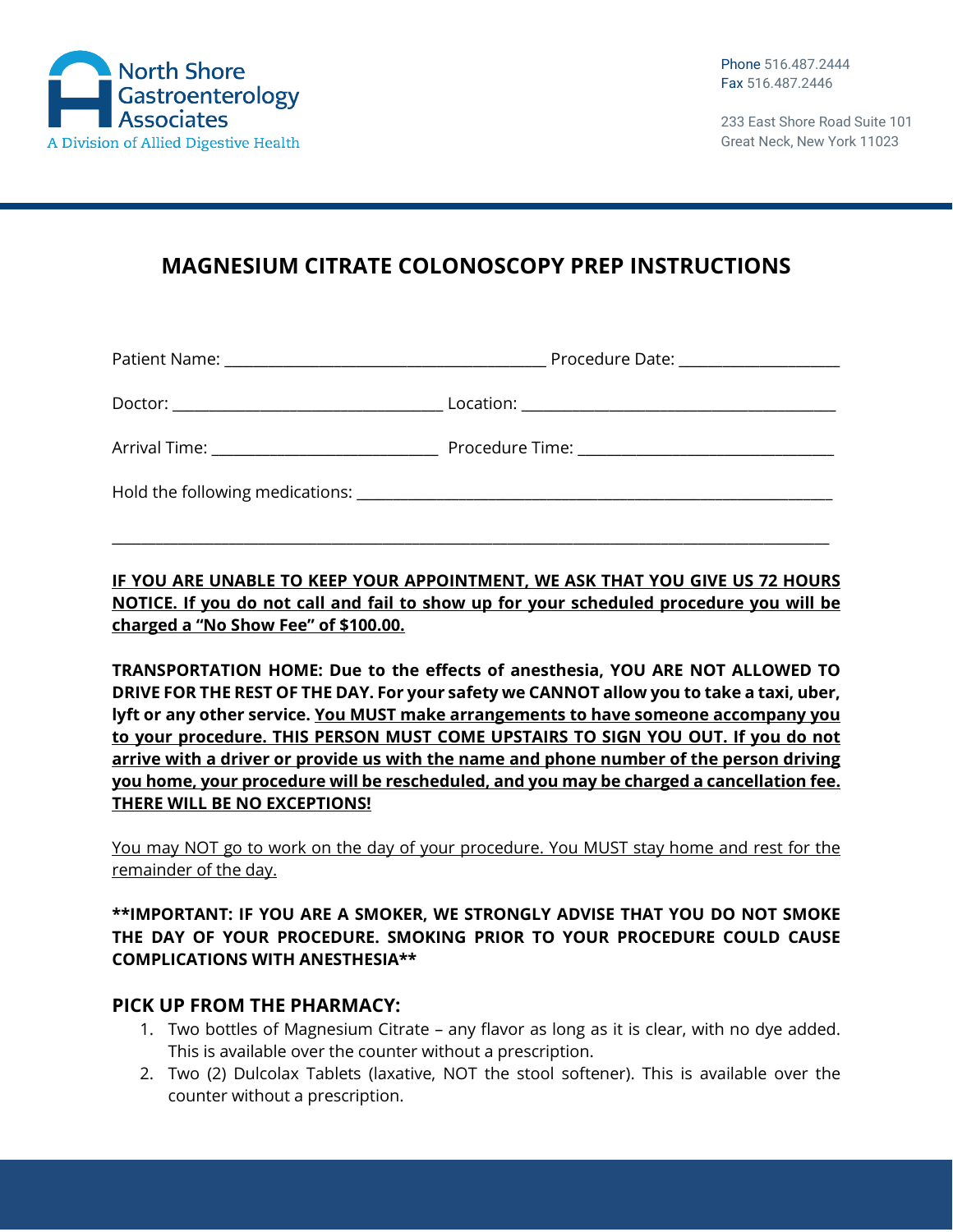North Shore Gastroenterology Associates
A Division of Allied Digestive Health

Phone 516.487.2444
Fax 516.487.2446

233 East Shore Road Suite 101
Great Neck, New York 11023

# MAGNESIUM CITRATE COLONOSCOPY PREP INSTRUCTIONS

Patient Name: ________________________________________ Procedure Date: ____________________

Doctor: __________________________________ Location: ________________________________________

Arrival Time: ____________________________ Procedure Time: _________________________________

Hold the following medications: ____________________________________________________________

_____________________________________________________________________________________________

**IF YOU ARE UNABLE TO KEEP YOUR APPOINTMENT, WE ASK THAT YOU GIVE US 72 HOURS NOTICE. If you do not call and fail to show up for your scheduled procedure you will be charged a "No Show Fee" of $100.00.**

**TRANSPORTATION HOME: Due to the effects of anesthesia, YOU ARE NOT ALLOWED TO DRIVE FOR THE REST OF THE DAY. For your safety we CANNOT allow you to take a taxi, uber, lyft or any other service. You MUST make arrangements to have someone accompany you to your procedure. THIS PERSON MUST COME UPSTAIRS TO SIGN YOU OUT. If you do not arrive with a driver or provide us with the name and phone number of the person driving you home, your procedure will be rescheduled, and you may be charged a cancellation fee. THERE WILL BE NO EXCEPTIONS!**

You may NOT go to work on the day of your procedure. You MUST stay home and rest for the remainder of the day.

****IMPORTANT: IF YOU ARE A SMOKER, WE STRONGLY ADVISE THAT YOU DO NOT SMOKE THE DAY OF YOUR PROCEDURE. SMOKING PRIOR TO YOUR PROCEDURE COULD CAUSE COMPLICATIONS WITH ANESTHESIA****

## PICK UP FROM THE PHARMACY:

1. Two bottles of Magnesium Citrate – any flavor as long as it is clear, with no dye added. This is available over the counter without a prescription.
2. Two (2) Dulcolax Tablets (laxative, NOT the stool softener). This is available over the counter without a prescription.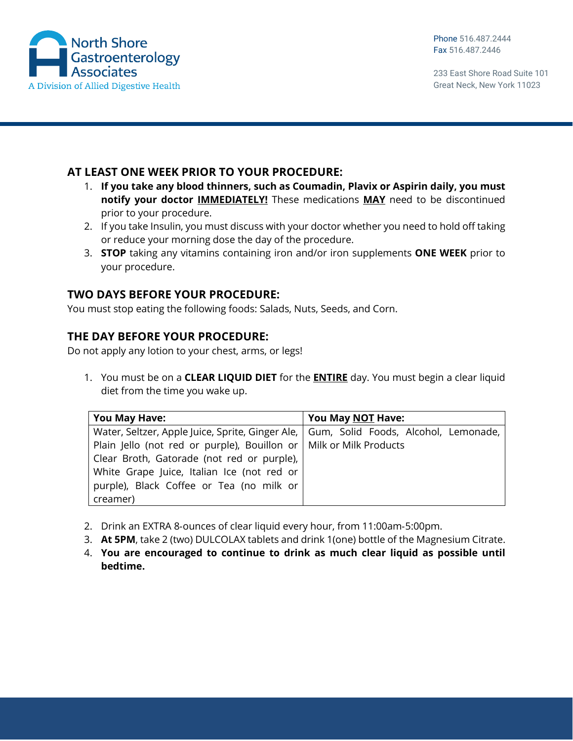## AT LEAST ONE WEEK PRIOR TO YOUR PROCEDURE:

1. **If you take any blood thinners, such as Coumadin, Plavix or Aspirin daily, you must notify your doctor <u>IMMEDIATELY!</u>** These medications **<u>MAY</u>** need to be discontinued prior to your procedure.
2. If you take Insulin, you must discuss with your doctor whether you need to hold off taking or reduce your morning dose the day of the procedure.
3. **STOP** taking any vitamins containing iron and/or iron supplements **ONE WEEK** prior to your procedure.

## TWO DAYS BEFORE YOUR PROCEDURE:

You must stop eating the following foods: Salads, Nuts, Seeds, and Corn.

## THE DAY BEFORE YOUR PROCEDURE:

Do not apply any lotion to your chest, arms, or legs!

1. You must be on a **CLEAR LIQUID DIET** for the **<u>ENTIRE</u>** day. You must begin a clear liquid diet from the time you wake up.

| You May Have: | You May <u>NOT</u> Have: |
|---|---|
| Water, Seltzer, Apple Juice, Sprite, Ginger Ale, Plain Jello (not red or purple), Bouillon or Clear Broth, Gatorade (not red or purple), White Grape Juice, Italian Ice (not red or purple), Black Coffee or Tea (no milk or creamer) | Gum, Solid Foods, Alcohol, Lemonade, Milk or Milk Products |

2. Drink an EXTRA 8-ounces of clear liquid every hour, from 11:00am-5:00pm.
3. **At 5PM**, take 2 (two) DULCOLAX tablets and drink 1(one) bottle of the Magnesium Citrate.
4. **You are encouraged to continue to drink as much clear liquid as possible until bedtime.**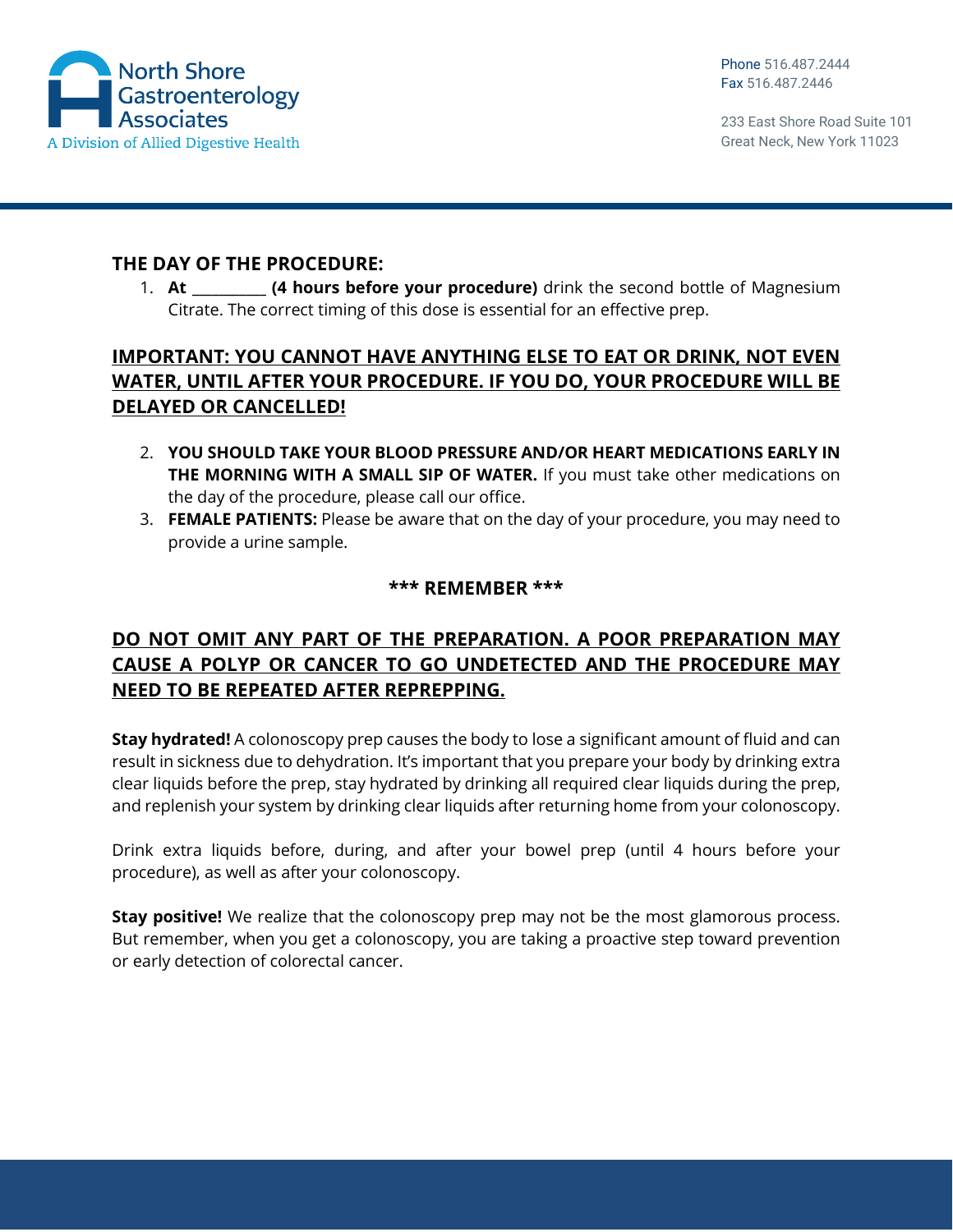## THE DAY OF THE PROCEDURE:

1. **At _________ (4 hours before your procedure)** drink the second bottle of Magnesium Citrate. The correct timing of this dose is essential for an effective prep.

**IMPORTANT: YOU CANNOT HAVE ANYTHING ELSE TO EAT OR DRINK, NOT EVEN WATER, UNTIL AFTER YOUR PROCEDURE. IF YOU DO, YOUR PROCEDURE WILL BE DELAYED OR CANCELLED!**

2. **YOU SHOULD TAKE YOUR BLOOD PRESSURE AND/OR HEART MEDICATIONS EARLY IN THE MORNING WITH A SMALL SIP OF WATER.** If you must take other medications on the day of the procedure, please call our office.
3. **FEMALE PATIENTS:** Please be aware that on the day of your procedure, you may need to provide a urine sample.

**\*\*\* REMEMBER \*\*\***

**DO NOT OMIT ANY PART OF THE PREPARATION. A POOR PREPARATION MAY CAUSE A POLYP OR CANCER TO GO UNDETECTED AND THE PROCEDURE MAY NEED TO BE REPEATED AFTER REPREPPING.**

**Stay hydrated!** A colonoscopy prep causes the body to lose a significant amount of fluid and can result in sickness due to dehydration. It's important that you prepare your body by drinking extra clear liquids before the prep, stay hydrated by drinking all required clear liquids during the prep, and replenish your system by drinking clear liquids after returning home from your colonoscopy.

Drink extra liquids before, during, and after your bowel prep (until 4 hours before your procedure), as well as after your colonoscopy.

**Stay positive!** We realize that the colonoscopy prep may not be the most glamorous process. But remember, when you get a colonoscopy, you are taking a proactive step toward prevention or early detection of colorectal cancer.